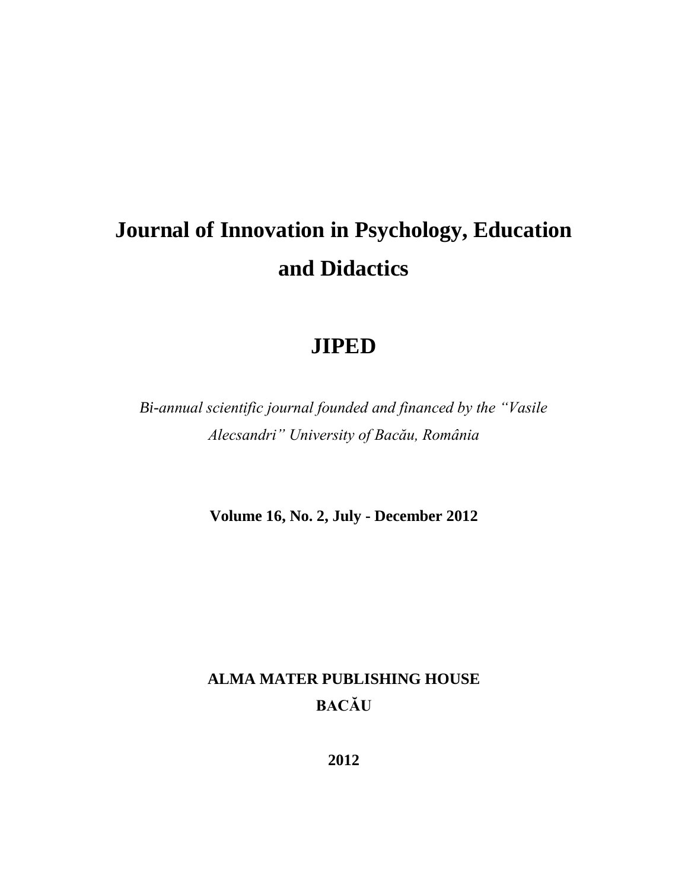# Journal of Innovation in Psychology, Education and Didactics

## JIPED

*Bi-annual scientific journal founded and financed by the "Vasile Alecsandri" University of Bacău, România*

**Volume 16, No. 2, July - December 2012**

**ALMA MATER PUBLISHING HOUSE**
**BACĂU**

**2012**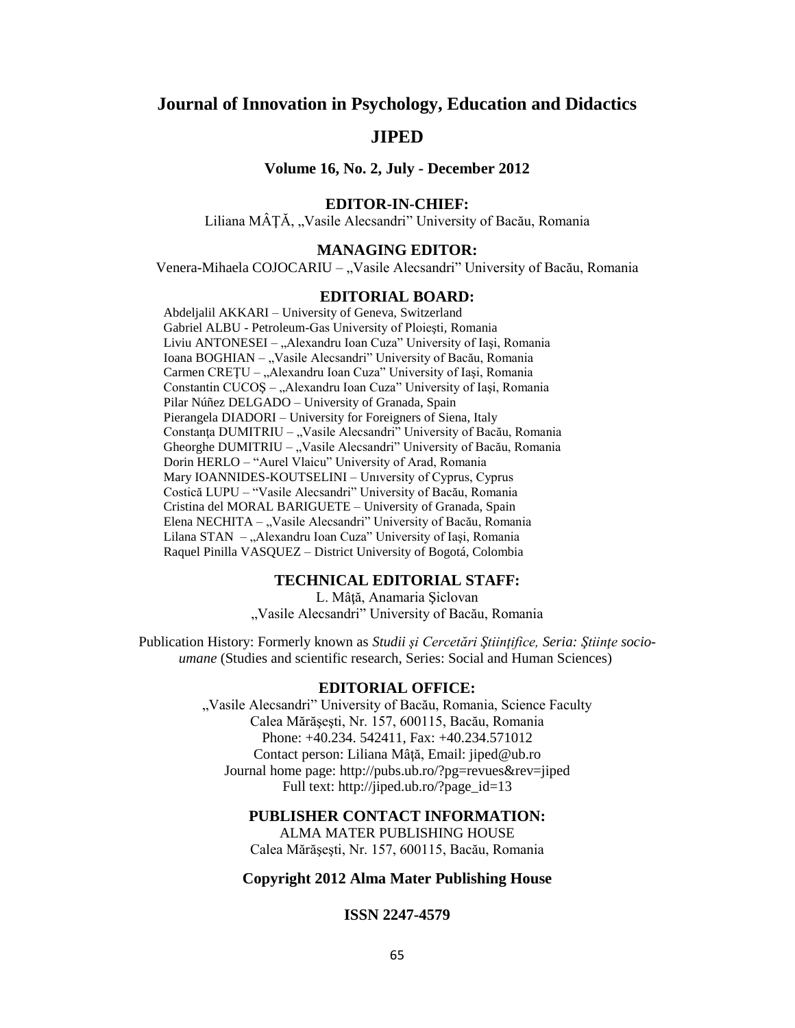# Journal of Innovation in Psychology, Education and Didactics

## JIPED

### Volume 16, No. 2, July - December 2012

**EDITOR-IN-CHIEF:**

Liliana MÂȚĂ, „Vasile Alecsandri" University of Bacău, Romania

**MANAGING EDITOR:**

Venera-Mihaela COJOCARIU – „Vasile Alecsandri" University of Bacău, Romania

**EDITORIAL BOARD:**

Abdeljalil AKKARI – University of Geneva, Switzerland
Gabriel ALBU - Petroleum-Gas University of Ploiești, Romania
Liviu ANTONESEI – „Alexandru Ioan Cuza" University of Iaşi, Romania
Ioana BOGHIAN – „Vasile Alecsandri" University of Bacău, Romania
Carmen CREȚU – „Alexandru Ioan Cuza" University of Iaşi, Romania
Constantin CUCOȘ – „Alexandru Ioan Cuza" University of Iaşi, Romania
Pilar Núñez DELGADO – University of Granada, Spain
Pierangela DIADORI – University for Foreigners of Siena, Italy
Constanţa DUMITRIU – „Vasile Alecsandri" University of Bacău, Romania
Gheorghe DUMITRIU – „Vasile Alecsandri" University of Bacău, Romania
Dorin HERLO – "Aurel Vlaicu" University of Arad, Romania
Mary IOANNIDES-KOUTSELINI – Unıversity of Cyprus, Cyprus
Costică LUPU – "Vasile Alecsandri" University of Bacău, Romania
Cristina del MORAL BARIGUETE – University of Granada, Spain
Elena NECHITA – „Vasile Alecsandri" University of Bacău, Romania
Lilana STAN – „Alexandru Ioan Cuza" University of Iaşi, Romania
Raquel Pinilla VASQUEZ – District University of Bogotá, Colombia

**TECHNICAL EDITORIAL STAFF:**

L. Mâţă, Anamaria Şiclovan
„Vasile Alecsandri" University of Bacău, Romania

Publication History: Formerly known as *Studii şi Cercetări Ştiinţifice, Seria: Ştiinţe socio-umane* (Studies and scientific research, Series: Social and Human Sciences)

**EDITORIAL OFFICE:**

„Vasile Alecsandri" University of Bacău, Romania, Science Faculty
Calea Mărăşeşti, Nr. 157, 600115, Bacău, Romania
Phone: +40.234. 542411, Fax: +40.234.571012
Contact person: Liliana Mâţă, Email: jiped@ub.ro
Journal home page: http://pubs.ub.ro/?pg=revues&rev=jiped
Full text: http://jiped.ub.ro/?page_id=13

**PUBLISHER CONTACT INFORMATION:**

ALMA MATER PUBLISHING HOUSE
Calea Mărăşeşti, Nr. 157, 600115, Bacău, Romania

**Copyright 2012 Alma Mater Publishing House**

**ISSN 2247-4579**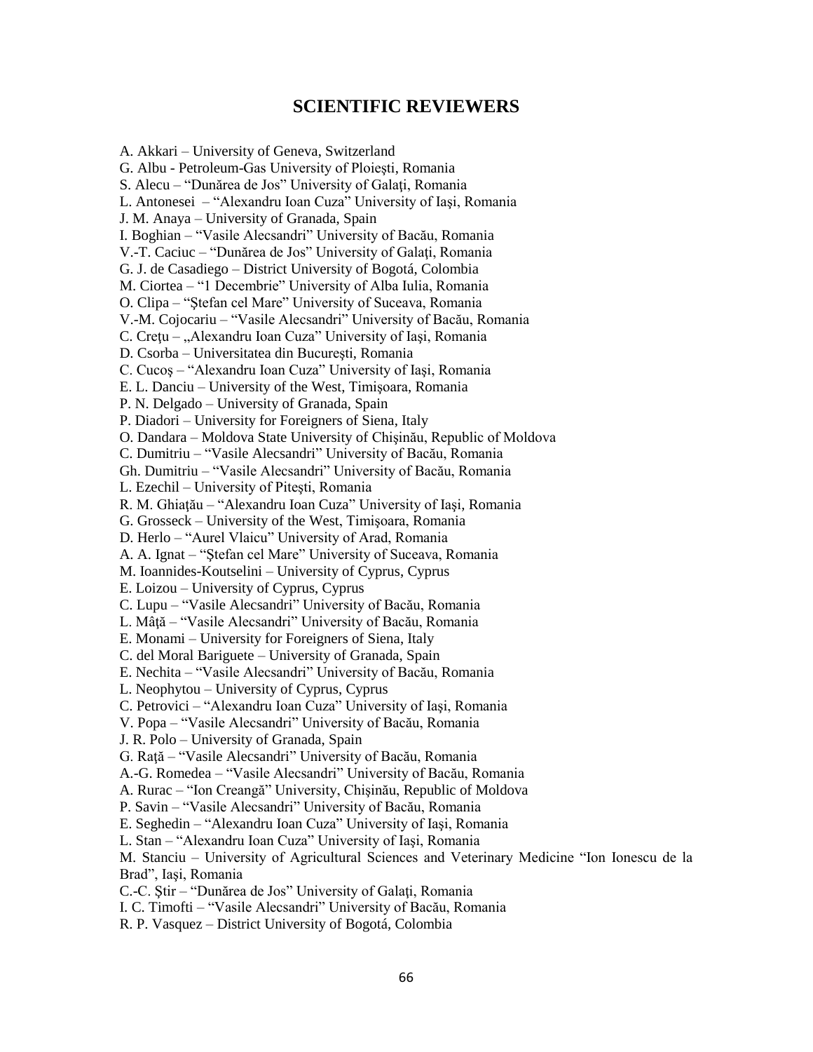# SCIENTIFIC REVIEWERS

A. Akkari – University of Geneva, Switzerland
G. Albu - Petroleum-Gas University of Ploieşti, Romania
S. Alecu – "Dunărea de Jos" University of Galaţi, Romania
L. Antonesei – "Alexandru Ioan Cuza" University of Iaşi, Romania
J. M. Anaya – University of Granada, Spain
I. Boghian – "Vasile Alecsandri" University of Bacău, Romania
V.-T. Caciuc – "Dunărea de Jos" University of Galaţi, Romania
G. J. de Casadiego – District University of Bogotá, Colombia
M. Ciortea – "1 Decembrie" University of Alba Iulia, Romania
O. Clipa – "Ştefan cel Mare" University of Suceava, Romania
V.-M. Cojocariu – "Vasile Alecsandri" University of Bacău, Romania
C. Creţu – „Alexandru Ioan Cuza" University of Iaşi, Romania
D. Csorba – Universitatea din Bucureşti, Romania
C. Cucoş – "Alexandru Ioan Cuza" University of Iaşi, Romania
E. L. Danciu – University of the West, Timişoara, Romania
P. N. Delgado – University of Granada, Spain
P. Diadori – University for Foreigners of Siena, Italy
O. Dandara – Moldova State University of Chişinău, Republic of Moldova
C. Dumitriu – "Vasile Alecsandri" University of Bacău, Romania
Gh. Dumitriu – "Vasile Alecsandri" University of Bacău, Romania
L. Ezechil – University of Piteşti, Romania
R. M. Ghiaţău – "Alexandru Ioan Cuza" University of Iaşi, Romania
G. Grosseck – University of the West, Timişoara, Romania
D. Herlo – "Aurel Vlaicu" University of Arad, Romania
A. A. Ignat – "Ştefan cel Mare" University of Suceava, Romania
M. Ioannides-Koutselini – University of Cyprus, Cyprus
E. Loizou – University of Cyprus, Cyprus
C. Lupu – "Vasile Alecsandri" University of Bacău, Romania
L. Mâţă – "Vasile Alecsandri" University of Bacău, Romania
E. Monami – University for Foreigners of Siena, Italy
C. del Moral Bariguete – University of Granada, Spain
E. Nechita – "Vasile Alecsandri" University of Bacău, Romania
L. Neophytou – University of Cyprus, Cyprus
C. Petrovici – "Alexandru Ioan Cuza" University of Iaşi, Romania
V. Popa – "Vasile Alecsandri" University of Bacău, Romania
J. R. Polo – University of Granada, Spain
G. Raţă – "Vasile Alecsandri" University of Bacău, Romania
A.-G. Romedea – "Vasile Alecsandri" University of Bacău, Romania
A. Rurac – "Ion Creangă" University, Chişinău, Republic of Moldova
P. Savin – "Vasile Alecsandri" University of Bacău, Romania
E. Seghedin – "Alexandru Ioan Cuza" University of Iaşi, Romania
L. Stan – "Alexandru Ioan Cuza" University of Iaşi, Romania
M. Stanciu – University of Agricultural Sciences and Veterinary Medicine "Ion Ionescu de la Brad", Iaşi, Romania
C.-C. Ştir – "Dunărea de Jos" University of Galaţi, Romania
I. C. Timofti – "Vasile Alecsandri" University of Bacău, Romania
R. P. Vasquez – District University of Bogotá, Colombia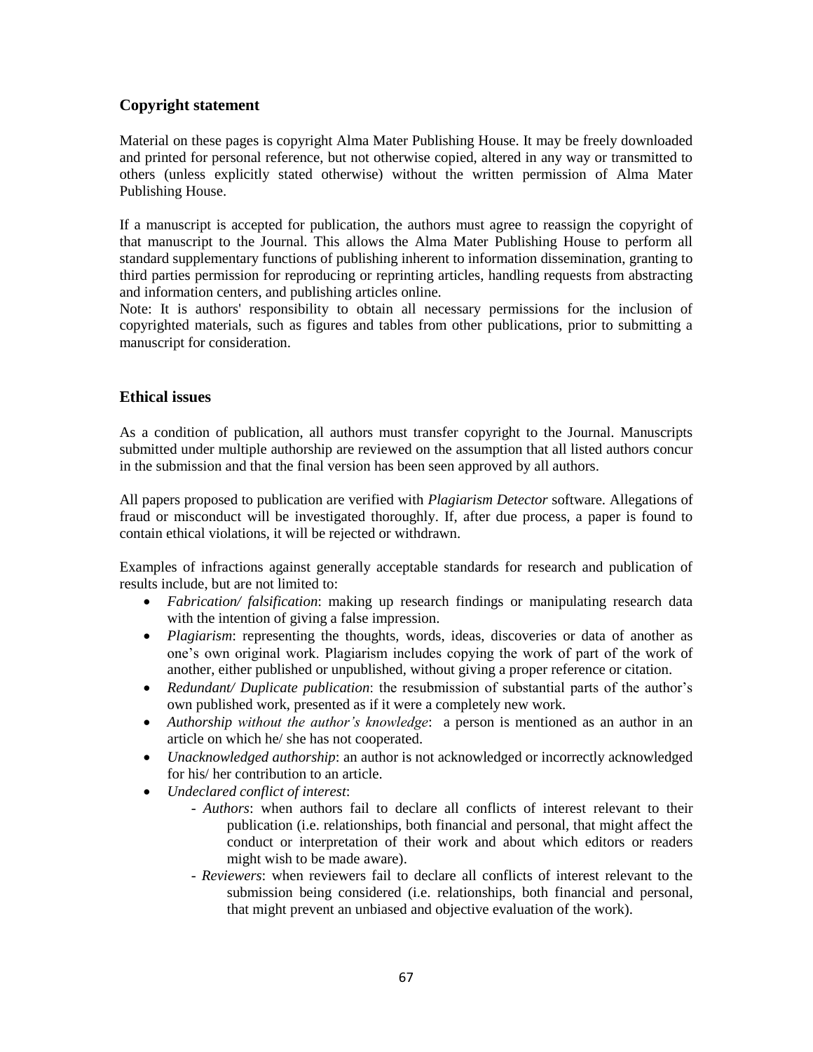## Copyright statement

Material on these pages is copyright Alma Mater Publishing House. It may be freely downloaded and printed for personal reference, but not otherwise copied, altered in any way or transmitted to others (unless explicitly stated otherwise) without the written permission of Alma Mater Publishing House.

If a manuscript is accepted for publication, the authors must agree to reassign the copyright of that manuscript to the Journal. This allows the Alma Mater Publishing House to perform all standard supplementary functions of publishing inherent to information dissemination, granting to third parties permission for reproducing or reprinting articles, handling requests from abstracting and information centers, and publishing articles online.

Note: It is authors' responsibility to obtain all necessary permissions for the inclusion of copyrighted materials, such as figures and tables from other publications, prior to submitting a manuscript for consideration.

## Ethical issues

As a condition of publication, all authors must transfer copyright to the Journal. Manuscripts submitted under multiple authorship are reviewed on the assumption that all listed authors concur in the submission and that the final version has been seen approved by all authors.

All papers proposed to publication are verified with *Plagiarism Detector* software. Allegations of fraud or misconduct will be investigated thoroughly. If, after due process, a paper is found to contain ethical violations, it will be rejected or withdrawn.

Examples of infractions against generally acceptable standards for research and publication of results include, but are not limited to:

- *Fabrication/ falsification*: making up research findings or manipulating research data with the intention of giving a false impression.
- *Plagiarism*: representing the thoughts, words, ideas, discoveries or data of another as one's own original work. Plagiarism includes copying the work of part of the work of another, either published or unpublished, without giving a proper reference or citation.
- *Redundant/ Duplicate publication*: the resubmission of substantial parts of the author's own published work, presented as if it were a completely new work.
- *Authorship without the author's knowledge*: a person is mentioned as an author in an article on which he/ she has not cooperated.
- *Unacknowledged authorship*: an author is not acknowledged or incorrectly acknowledged for his/ her contribution to an article.
- *Undeclared conflict of interest*:
  - *Authors*: when authors fail to declare all conflicts of interest relevant to their publication (i.e. relationships, both financial and personal, that might affect the conduct or interpretation of their work and about which editors or readers might wish to be made aware).
  - *Reviewers*: when reviewers fail to declare all conflicts of interest relevant to the submission being considered (i.e. relationships, both financial and personal, that might prevent an unbiased and objective evaluation of the work).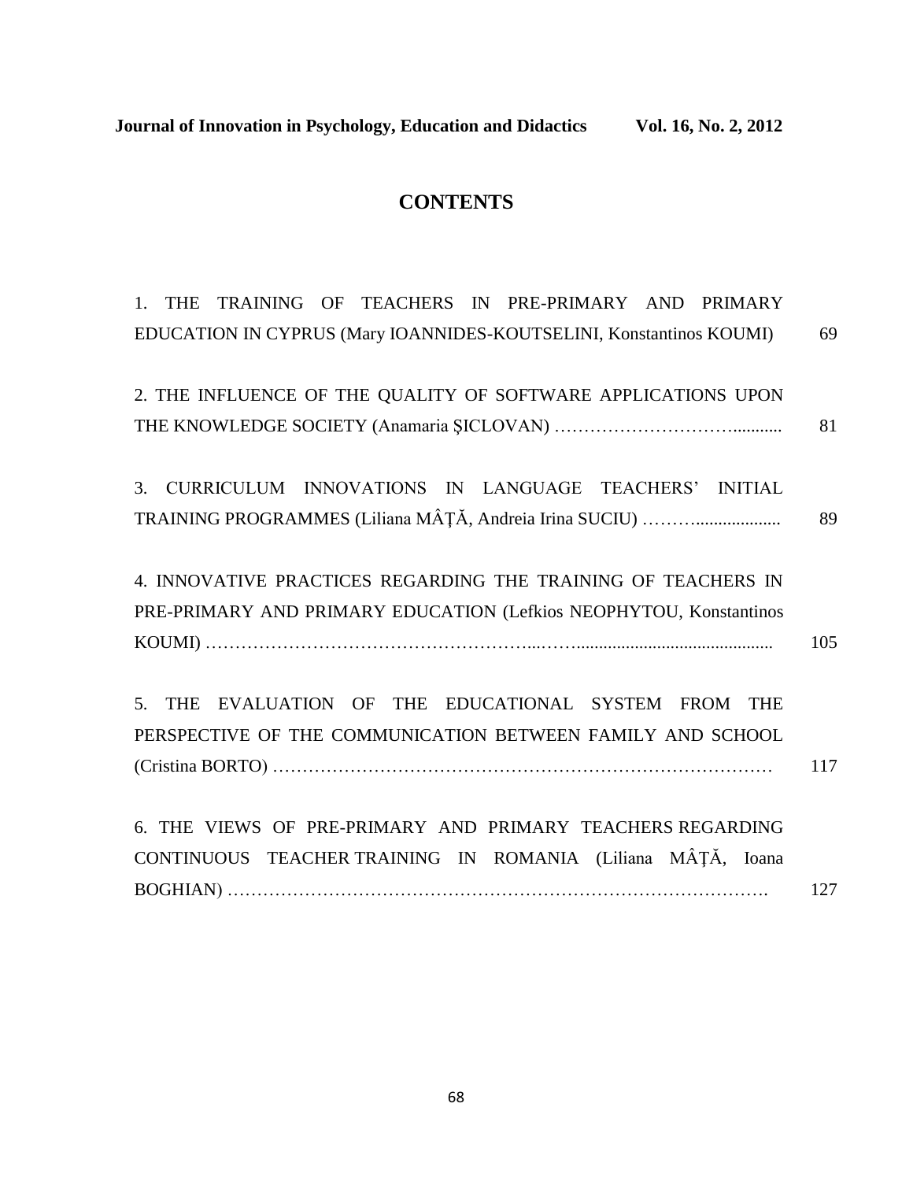# CONTENTS

1. THE TRAINING OF TEACHERS IN PRE-PRIMARY AND PRIMARY EDUCATION IN CYPRUS (Mary IOANNIDES-KOUTSELINI, Konstantinos KOUMI) 69

2. THE INFLUENCE OF THE QUALITY OF SOFTWARE APPLICATIONS UPON THE KNOWLEDGE SOCIETY (Anamaria ŞICLOVAN) ……………………………........... 81

3. CURRICULUM INNOVATIONS IN LANGUAGE TEACHERS' INITIAL TRAINING PROGRAMMES (Liliana MÂȚĂ, Andreia Irina SUCIU) ……….................. 89

4. INNOVATIVE PRACTICES REGARDING THE TRAINING OF TEACHERS IN PRE-PRIMARY AND PRIMARY EDUCATION (Lefkios NEOPHYTOU, Konstantinos KOUMI) ……………………………………………...……........................................... 105

5. THE EVALUATION OF THE EDUCATIONAL SYSTEM FROM THE PERSPECTIVE OF THE COMMUNICATION BETWEEN FAMILY AND SCHOOL (Cristina BORTO) ………………………………………………………………………… 117

6. THE VIEWS OF PRE-PRIMARY AND PRIMARY TEACHERS REGARDING CONTINUOUS TEACHER TRAINING IN ROMANIA (Liliana MÂȚĂ, Ioana BOGHIAN) ………………………………………………………………………………. 127